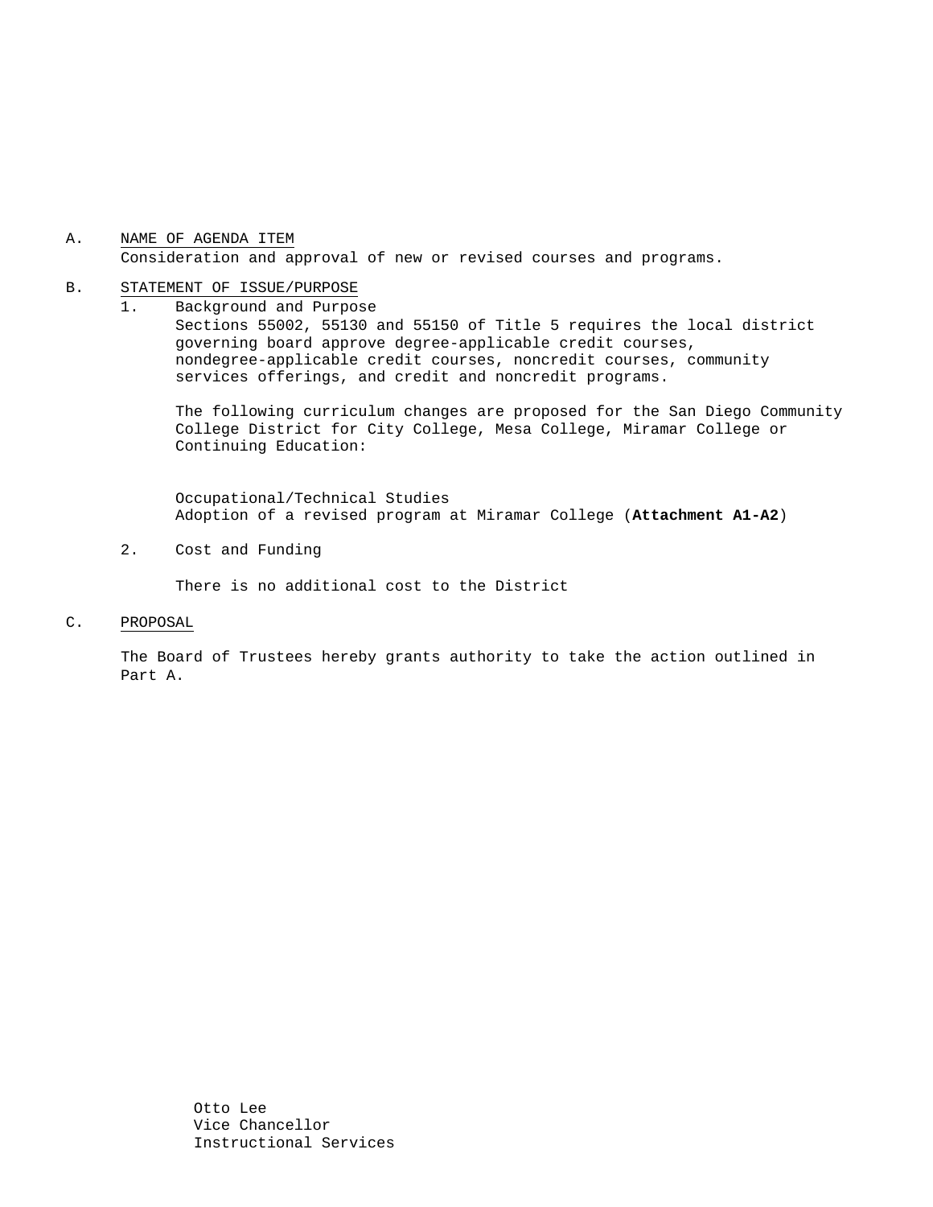A. NAME OF AGENDA ITEM

Consideration and approval of new or revised courses and programs.

B. STATEMENT OF ISSUE/PURPOSE

1. Background and Purpose

   Sections 55002, 55130 and 55150 of Title 5 requires the local district governing board approve degree-applicable credit courses, nondegree-applicable credit courses, noncredit courses, community services offerings, and credit and noncredit programs.

   The following curriculum changes are proposed for the San Diego Community College District for City College, Mesa College, Miramar College or Continuing Education:

   Occupational/Technical Studies
   Adoption of a revised program at Miramar College (**Attachment A1-A2**)

2. Cost and Funding

   There is no additional cost to the District

C. PROPOSAL

The Board of Trustees hereby grants authority to take the action outlined in Part A.

Otto Lee
Vice Chancellor
Instructional Services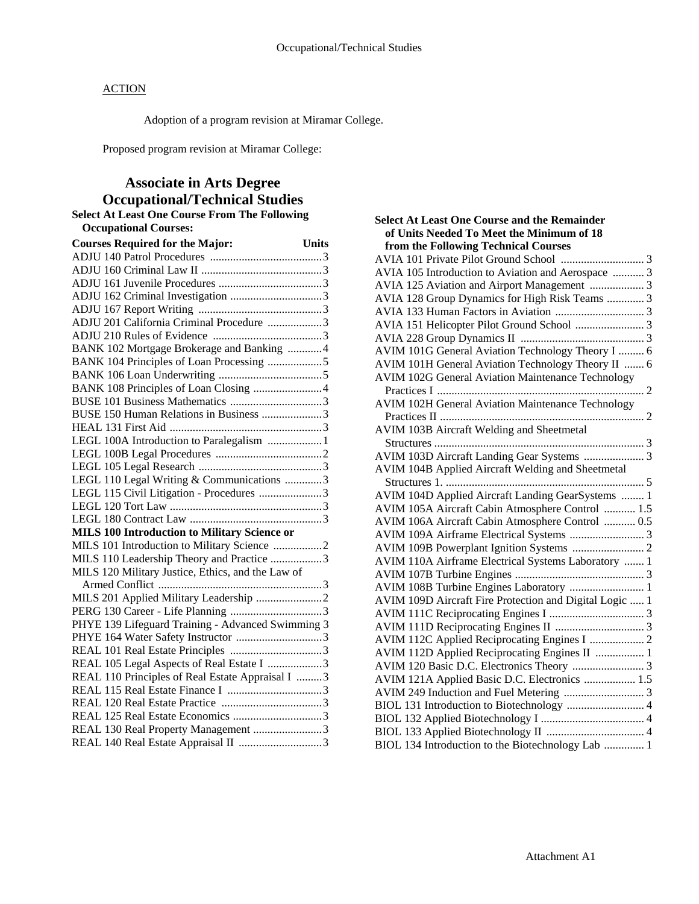ACTION

Adoption of a program revision at Miramar College.

Proposed program revision at Miramar College:

## Associate in Arts Degree
## Occupational/Technical Studies

**Select At Least One Course From The Following Occupational Courses:**

| Courses Required for the Major: | Units |
|---|---|
| ADJU 140 Patrol Procedures | 3 |
| ADJU 160 Criminal Law II | 3 |
| ADJU 161 Juvenile Procedures | 3 |
| ADJU 162 Criminal Investigation | 3 |
| ADJU 167 Report Writing | 3 |
| ADJU 201 California Criminal Procedure | 3 |
| ADJU 210 Rules of Evidence | 3 |
| BANK 102 Mortgage Brokerage and Banking | 4 |
| BANK 104 Principles of Loan Processing | 5 |
| BANK 106 Loan Underwriting | 5 |
| BANK 108 Principles of Loan Closing | 4 |
| BUSE 101 Business Mathematics | 3 |
| BUSE 150 Human Relations in Business | 3 |
| HEAL 131 First Aid | 3 |
| LEGL 100A Introduction to Paralegalism | 1 |
| LEGL 100B Legal Procedures | 2 |
| LEGL 105 Legal Research | 3 |
| LEGL 110 Legal Writing & Communications | 3 |
| LEGL 115 Civil Litigation - Procedures | 3 |
| LEGL 120 Tort Law | 3 |
| LEGL 180 Contract Law | 3 |
| **MILS 100 Introduction to Military Science or** | |
| MILS 101 Introduction to Military Science | 2 |
| MILS 110 Leadership Theory and Practice | 3 |
| MILS 120 Military Justice, Ethics, and the Law of Armed Conflict | 3 |
| MILS 201 Applied Military Leadership | 2 |
| PERG 130 Career - Life Planning | 3 |
| PHYE 139 Lifeguard Training - Advanced Swimming | 3 |
| PHYE 164 Water Safety Instructor | 3 |
| REAL 101 Real Estate Principles | 3 |
| REAL 105 Legal Aspects of Real Estate I | 3 |
| REAL 110 Principles of Real Estate Appraisal I | 3 |
| REAL 115 Real Estate Finance I | 3 |
| REAL 120 Real Estate Practice | 3 |
| REAL 125 Real Estate Economics | 3 |
| REAL 130 Real Property Management | 3 |
| REAL 140 Real Estate Appraisal II | 3 |

**Select At Least One Course and the Remainder of Units Needed To Meet the Minimum of 18 from the Following Technical Courses**

| Course | Units |
|---|---|
| AVIA 101 Private Pilot Ground School | 3 |
| AVIA 105 Introduction to Aviation and Aerospace | 3 |
| AVIA 125 Aviation and Airport Management | 3 |
| AVIA 128 Group Dynamics for High Risk Teams | 3 |
| AVIA 133 Human Factors in Aviation | 3 |
| AVIA 151 Helicopter Pilot Ground School | 3 |
| AVIA 228 Group Dynamics II | 3 |
| AVIM 101G General Aviation Technology Theory I | 6 |
| AVIM 101H General Aviation Technology Theory II | 6 |
| AVIM 102G General Aviation Maintenance Technology Practices I | 2 |
| AVIM 102H General Aviation Maintenance Technology Practices II | 2 |
| AVIM 103B Aircraft Welding and Sheetmetal Structures | 3 |
| AVIM 103D Aircraft Landing Gear Systems | 3 |
| AVIM 104B Applied Aircraft Welding and Sheetmetal Structures 1. | 5 |
| AVIM 104D Applied Aircraft Landing GearSystems | 1 |
| AVIM 105A Aircraft Cabin Atmosphere Control | 1.5 |
| AVIM 106A Aircraft Cabin Atmosphere Control | 0.5 |
| AVIM 109A Airframe Electrical Systems | 3 |
| AVIM 109B Powerplant Ignition Systems | 2 |
| AVIM 110A Airframe Electrical Systems Laboratory | 1 |
| AVIM 107B Turbine Engines | 3 |
| AVIM 108B Turbine Engines Laboratory | 1 |
| AVIM 109D Aircraft Fire Protection and Digital Logic | 1 |
| AVIM 111C Reciprocating Engines I | 3 |
| AVIM 111D Reciprocating Engines II | 3 |
| AVIM 112C Applied Reciprocating Engines I | 2 |
| AVIM 112D Applied Reciprocating Engines II | 1 |
| AVIM 120 Basic D.C. Electronics Theory | 3 |
| AVIM 121A Applied Basic D.C. Electronics | 1.5 |
| AVIM 249 Induction and Fuel Metering | 3 |
| BIOL 131 Introduction to Biotechnology | 4 |
| BIOL 132 Applied Biotechnology I | 4 |
| BIOL 133 Applied Biotechnology II | 4 |
| BIOL 134 Introduction to the Biotechnology Lab | 1 |

Attachment A1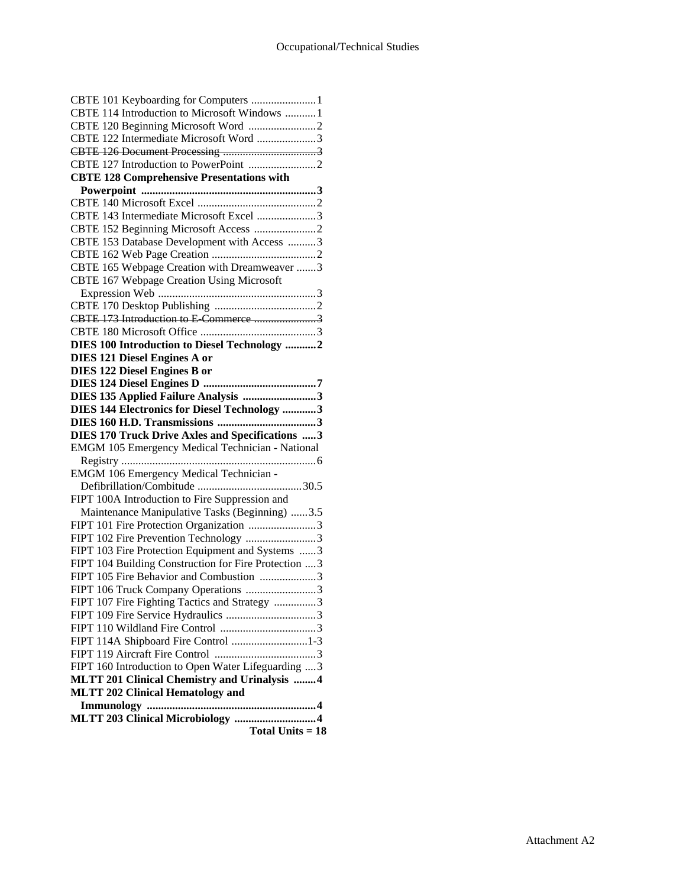Occupational/Technical Studies

CBTE 101 Keyboarding for Computers ....................... 1
CBTE 114 Introduction to Microsoft Windows ........... 1
CBTE 120 Beginning Microsoft Word ........................ 2
CBTE 122 Intermediate Microsoft Word ..................... 3
~~CBTE 126 Document Processing ................................. 3~~
CBTE 127 Introduction to PowerPoint ........................ 2
**CBTE 128 Comprehensive Presentations with Powerpoint ............................................................. 3**
CBTE 140 Microsoft Excel ........................................... 2
CBTE 143 Intermediate Microsoft Excel ..................... 3
CBTE 152 Beginning Microsoft Access ...................... 2
CBTE 153 Database Development with Access .......... 3
CBTE 162 Web Page Creation ..................................... 2
CBTE 165 Webpage Creation with Dreamweaver ....... 3
CBTE 167 Webpage Creation Using Microsoft Expression Web ........................................................ 3
CBTE 170 Desktop Publishing .................................... 2
~~CBTE 173 Introduction to E-Commerce ...................... 3~~
CBTE 180 Microsoft Office ......................................... 3
**DIES 100 Introduction to Diesel Technology ........... 2**
**DIES 121 Diesel Engines A or**
**DIES 122 Diesel Engines B or**
**DIES 124 Diesel Engines D ........................................ 7**
**DIES 135 Applied Failure Analysis .......................... 3**
**DIES 144 Electronics for Diesel Technology ............ 3**
**DIES 160 H.D. Transmissions ................................... 3**
**DIES 170 Truck Drive Axles and Specifications ..... 3**
EMGM 105 Emergency Medical Technician - National Registry ..................................................................... 6
EMGM 106 Emergency Medical Technician - Defibrillation/Combitude ..................................... 30.5
FIPT 100A Introduction to Fire Suppression and Maintenance Manipulative Tasks (Beginning) ...... 3.5
FIPT 101 Fire Protection Organization ........................ 3
FIPT 102 Fire Prevention Technology ......................... 3
FIPT 103 Fire Protection Equipment and Systems ...... 3
FIPT 104 Building Construction for Fire Protection .... 3
FIPT 105 Fire Behavior and Combustion .................... 3
FIPT 106 Truck Company Operations ......................... 3
FIPT 107 Fire Fighting Tactics and Strategy ............... 3
FIPT 109 Fire Service Hydraulics ................................ 3
FIPT 110 Wildland Fire Control .................................. 3
FIPT 114A Shipboard Fire Control ........................... 1-3
FIPT 119 Aircraft Fire Control .................................... 3
FIPT 160 Introduction to Open Water Lifeguarding .... 3
**MLTT 201 Clinical Chemistry and Urinalysis ........ 4**
**MLTT 202 Clinical Hematology and Immunology ........................................................... 4**
**MLTT 203 Clinical Microbiology ............................. 4**

**Total Units = 18**

Attachment A2